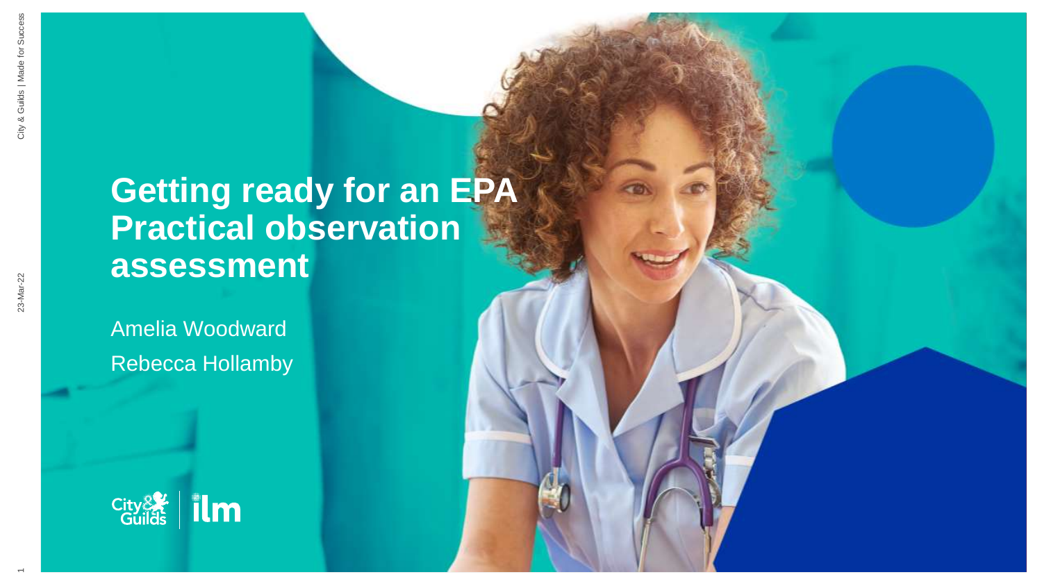# Getting ready for an EPA Practical observation assessment

Amelia Woodward

Rebecca Hollamby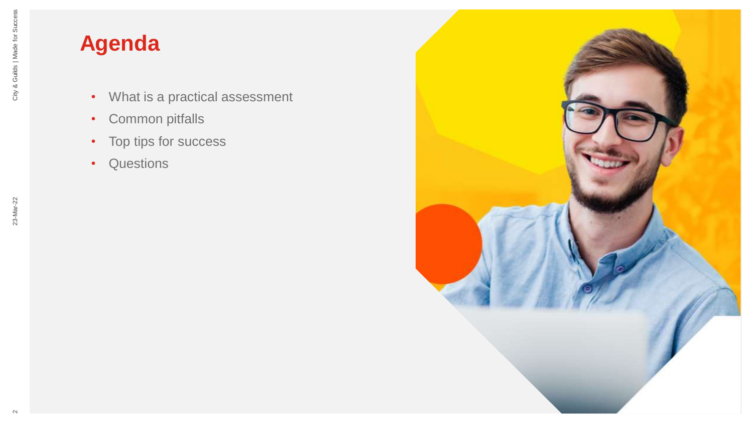# Agenda

- What is a practical assessment
- Common pitfalls
- Top tips for success
- Questions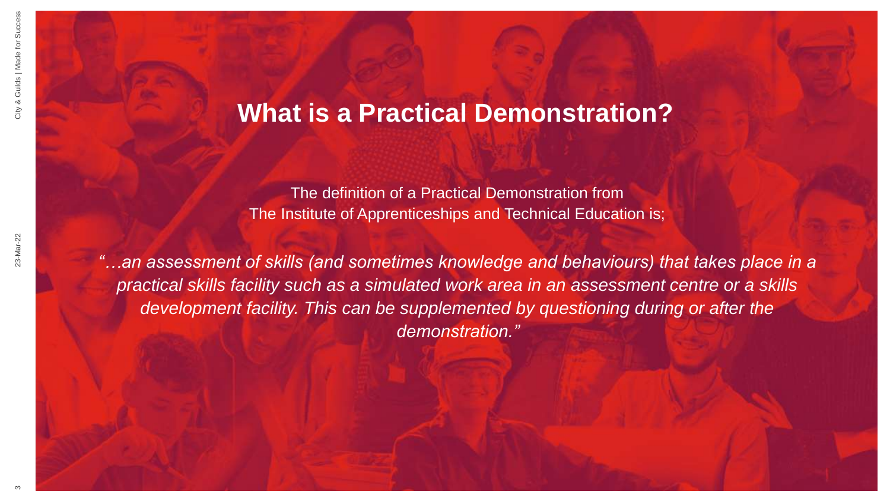# What is a Practical Demonstration?

The definition of a Practical Demonstration from
The Institute of Apprenticeships and Technical Education is;

*"…an assessment of skills (and sometimes knowledge and behaviours) that takes place in a practical skills facility such as a simulated work area in an assessment centre or a skills development facility. This can be supplemented by questioning during or after the demonstration."*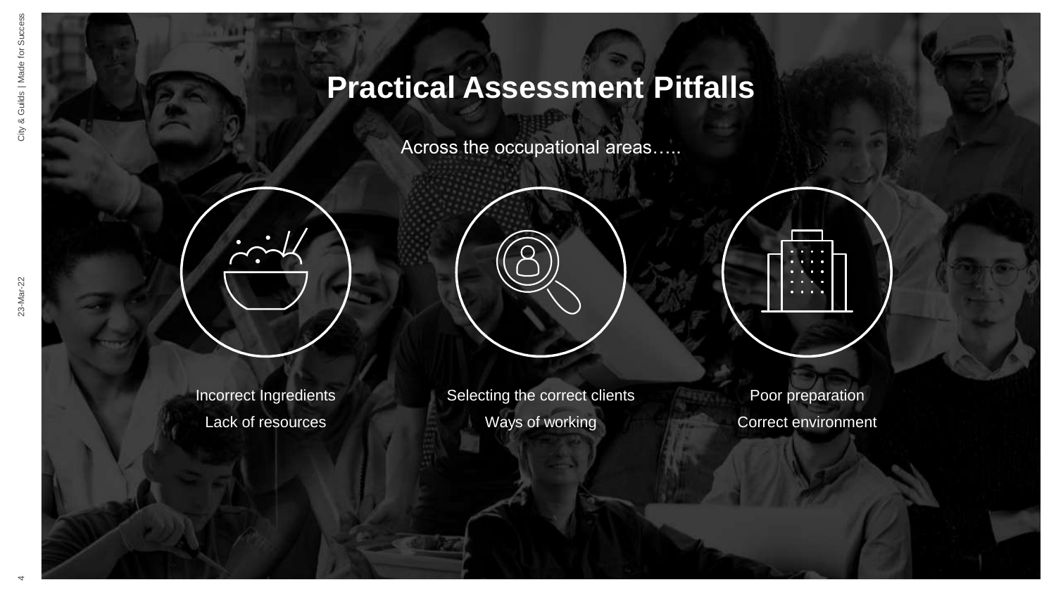# Practical Assessment Pitfalls

Across the occupational areas…..

Incorrect Ingredients
Lack of resources

Selecting the correct clients
Ways of working

Poor preparation
Correct environment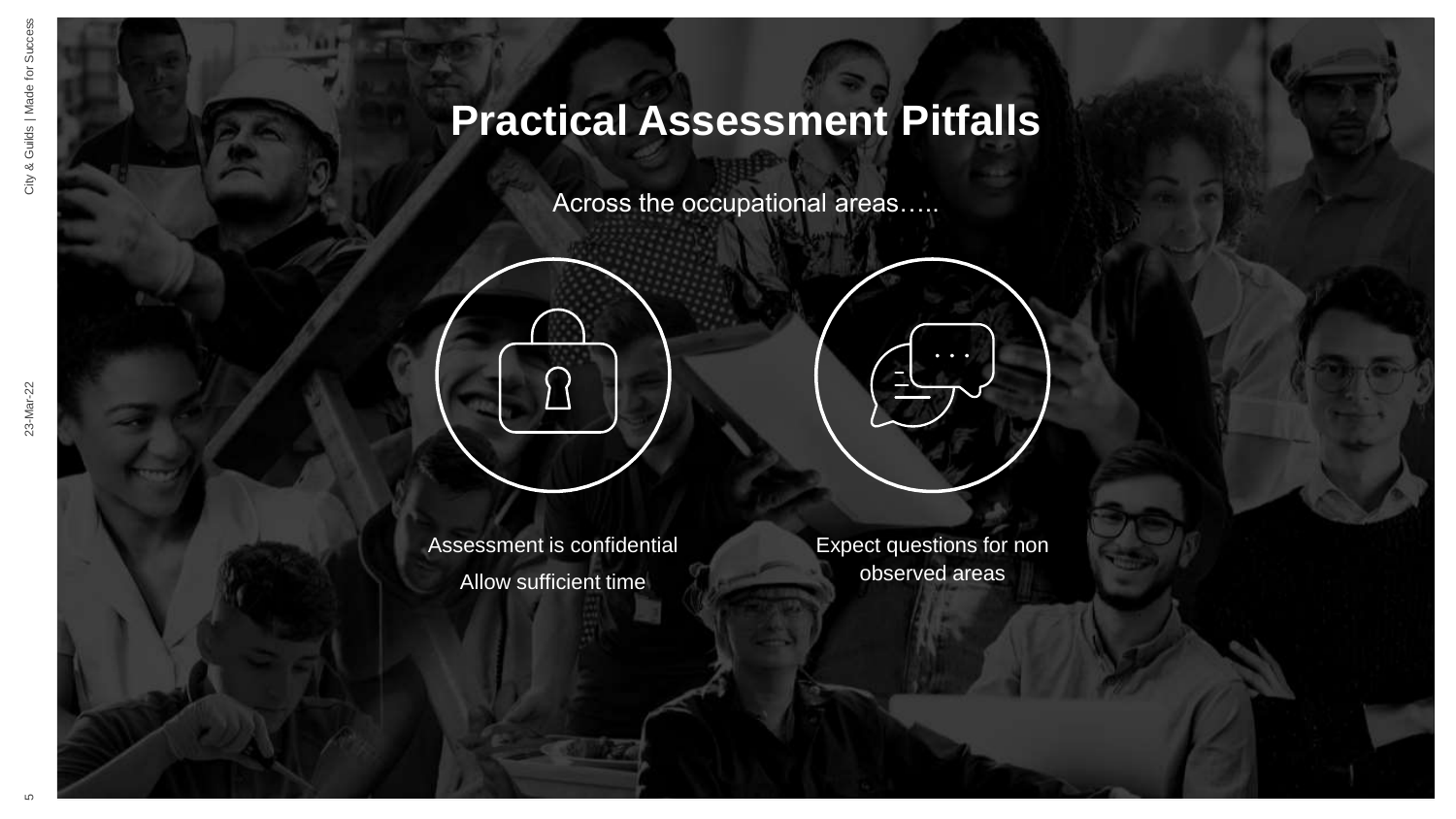# Practical Assessment Pitfalls

Across the occupational areas…..

Assessment is confidential

Allow sufficient time

Expect questions for non observed areas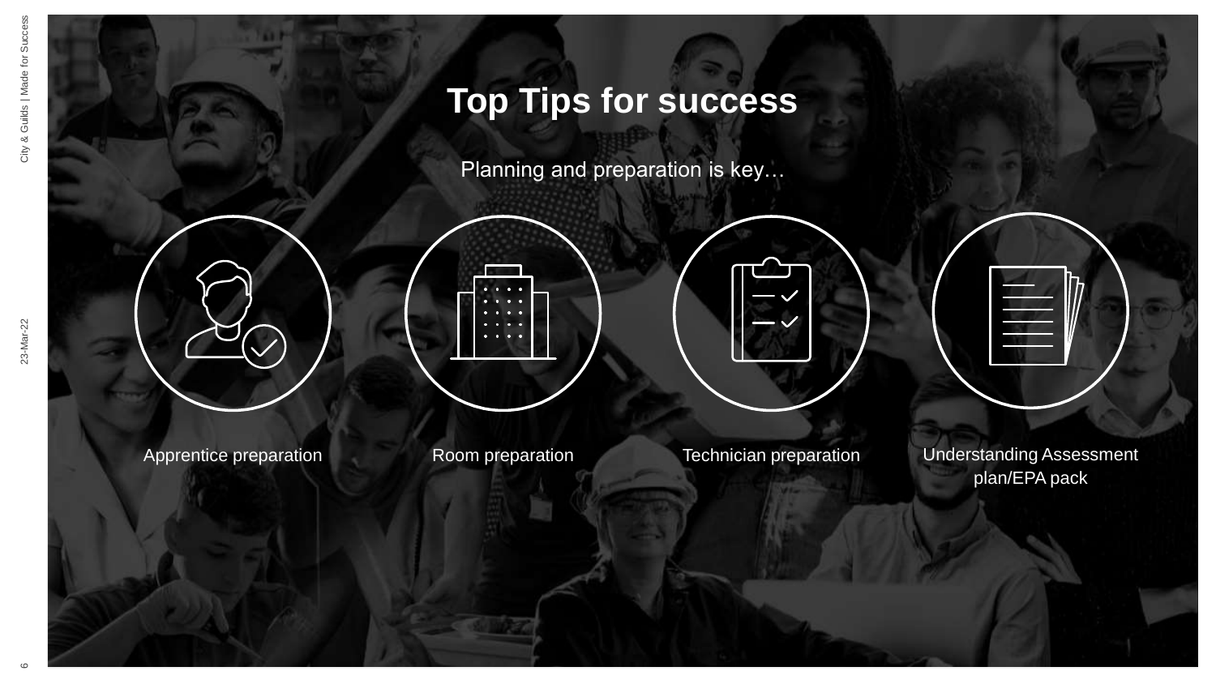# Top Tips for success

Planning and preparation is key…

- Apprentice preparation
- Room preparation
- Technician preparation
- Understanding Assessment plan/EPA pack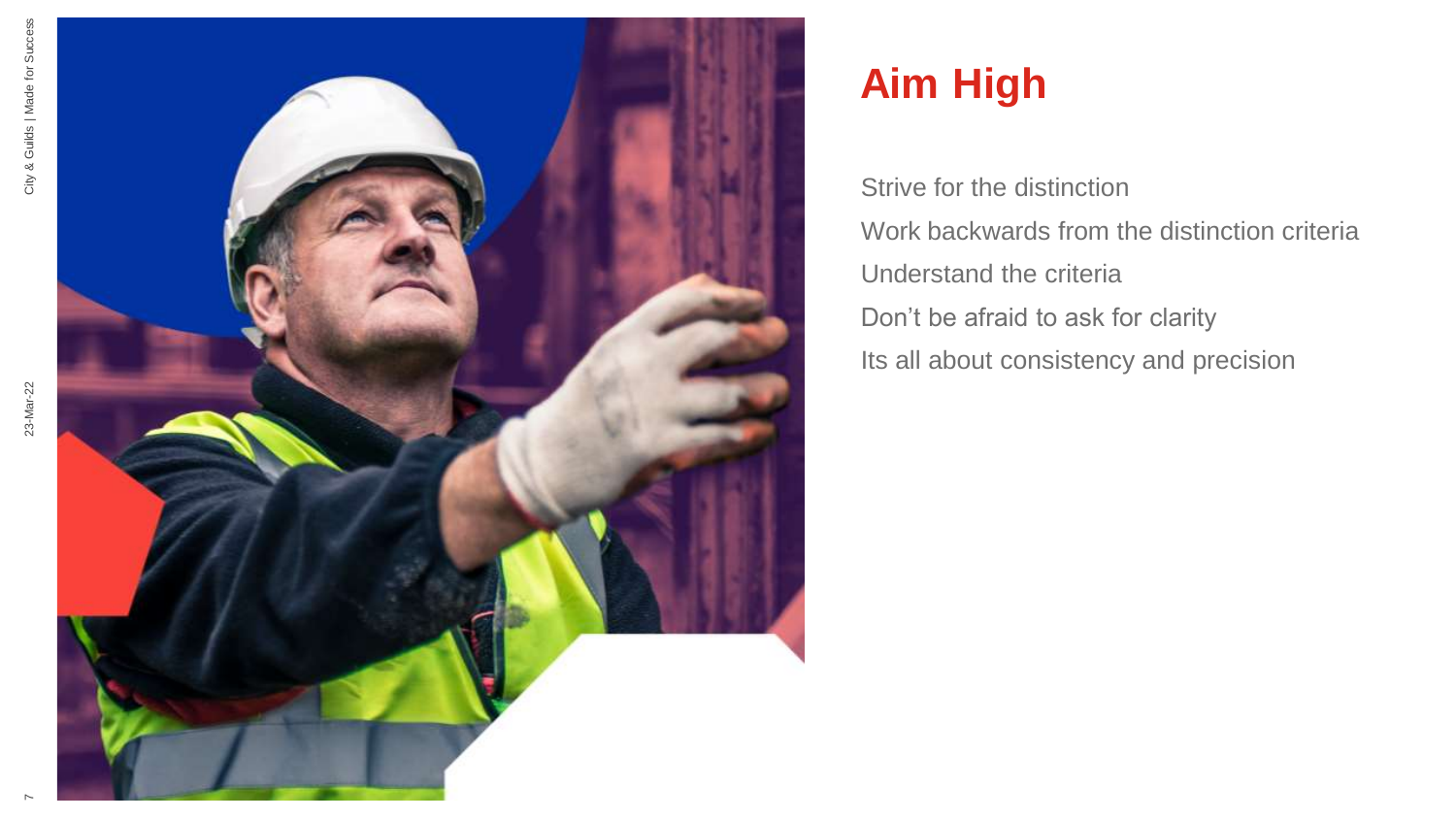# Aim High

Strive for the distinction

Work backwards from the distinction criteria

Understand the criteria

Don’t be afraid to ask for clarity

Its all about consistency and precision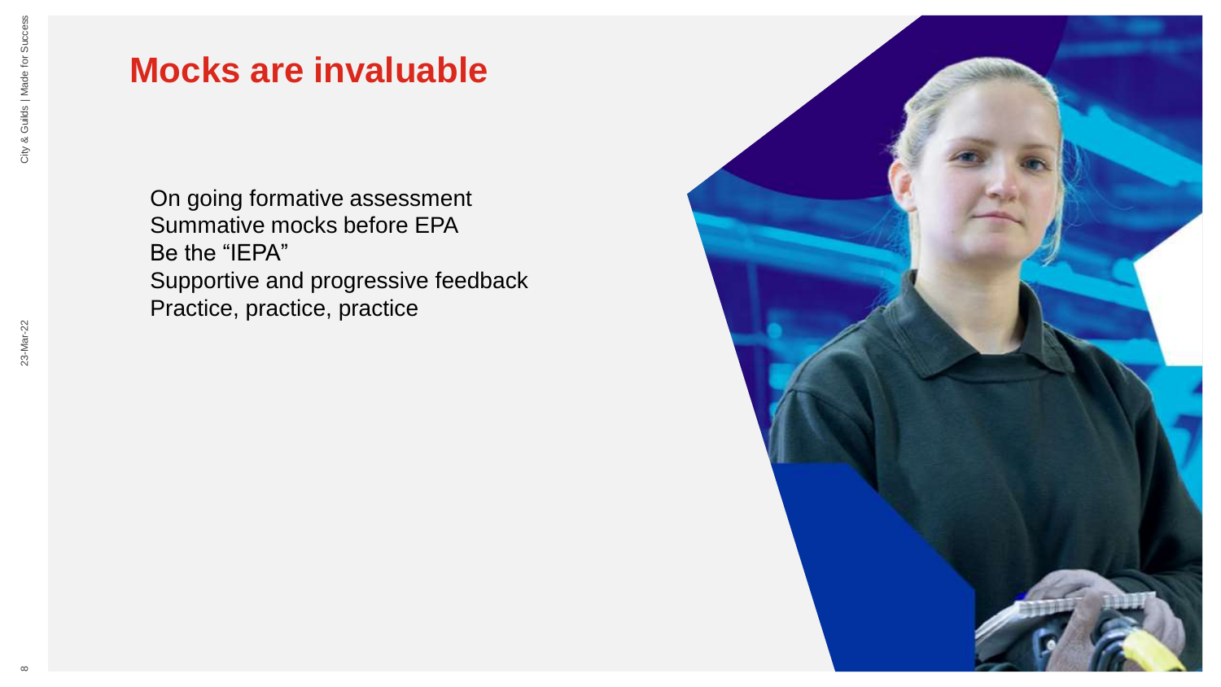# Mocks are invaluable

On going formative assessment
Summative mocks before EPA
Be the “IEPA”
Supportive and progressive feedback
Practice, practice, practice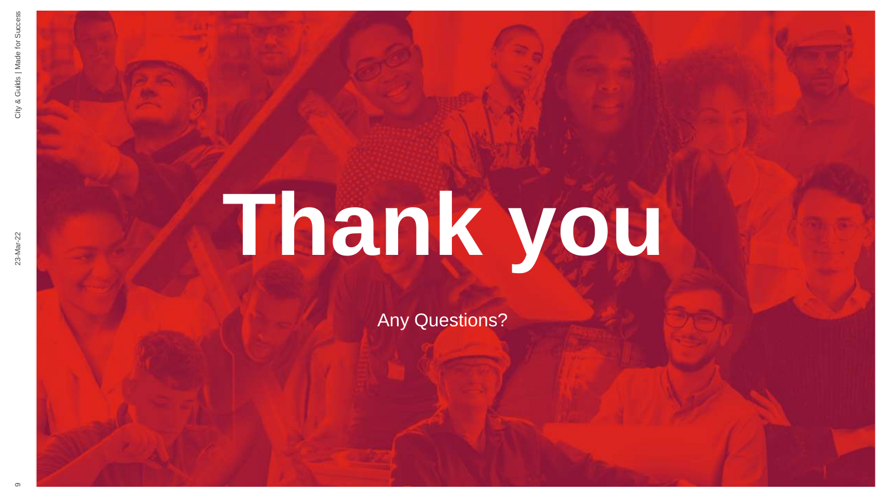# Thank you

Any Questions?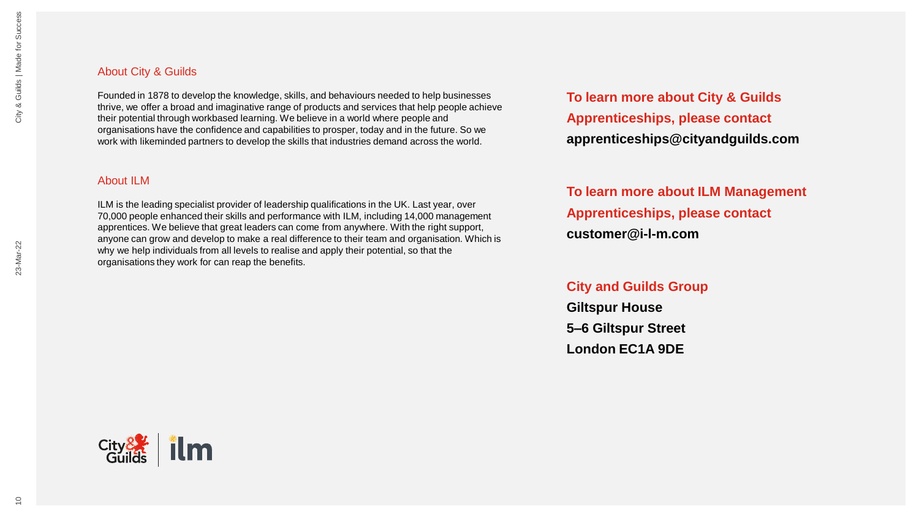## About City & Guilds

Founded in 1878 to develop the knowledge, skills, and behaviours needed to help businesses thrive, we offer a broad and imaginative range of products and services that help people achieve their potential through workbased learning. We believe in a world where people and organisations have the confidence and capabilities to prosper, today and in the future. So we work with likeminded partners to develop the skills that industries demand across the world.

## About ILM

ILM is the leading specialist provider of leadership qualifications in the UK. Last year, over 70,000 people enhanced their skills and performance with ILM, including 14,000 management apprentices. We believe that great leaders can come from anywhere. With the right support, anyone can grow and develop to make a real difference to their team and organisation. Which is why we help individuals from all levels to realise and apply their potential, so that the organisations they work for can reap the benefits.

**To learn more about City & Guilds Apprenticeships, please contact**
**apprenticeships@cityandguilds.com**

**To learn more about ILM Management Apprenticeships, please contact**
**customer@i-l-m.com**

**City and Guilds Group**
**Giltspur House**
**5–6 Giltspur Street**
**London EC1A 9DE**